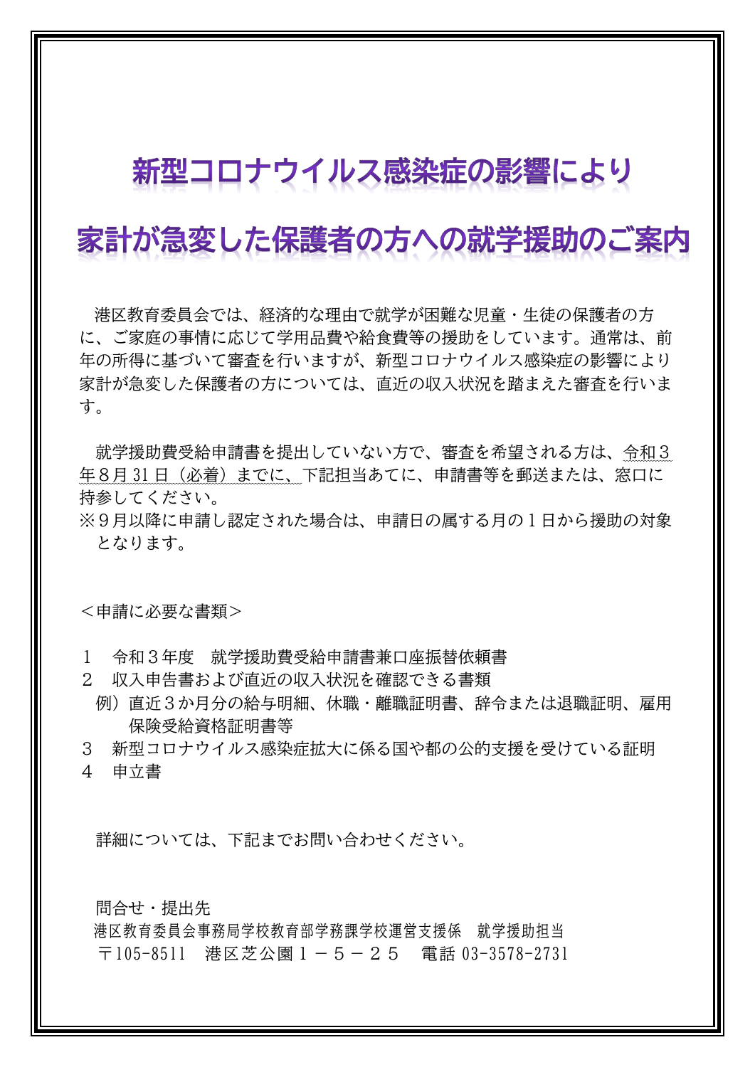# 新型コロナウイルス感染症の影響により家計が急変した保護者の方への就学援助のご案内

港区教育委員会では、経済的な理由で就学が困難な児童・生徒の保護者の方に、ご家庭の事情に応じて学用品費や給食費等の援助をしています。通常は、前年の所得に基づいて審査を行いますが、新型コロナウイルス感染症の影響により家計が急変した保護者の方については、直近の収入状況を踏まえた審査を行います。

就学援助費受給申請書を提出していない方で、審査を希望される方は、令和３年８月31日（必着）までに、下記担当あてに、申請書等を郵送または、窓口に持参してください。

※９月以降に申請し認定された場合は、申請日の属する月の１日から援助の対象となります。

＜申請に必要な書類＞

１　令和３年度　就学援助費受給申請書兼口座振替依頼書

２　収入申告書および直近の収入状況を確認できる書類

例）直近３か月分の給与明細、休職・離職証明書、辞令または退職証明、雇用保険受給資格証明書等

３　新型コロナウイルス感染症拡大に係る国や都の公的支援を受けている証明

４　申立書

詳細については、下記までお問い合わせください。

問合せ・提出先

港区教育委員会事務局学校教育部学務課学校運営支援係　就学援助担当

〒105-8511　港区芝公園１－５－２５　電話 03-3578-2731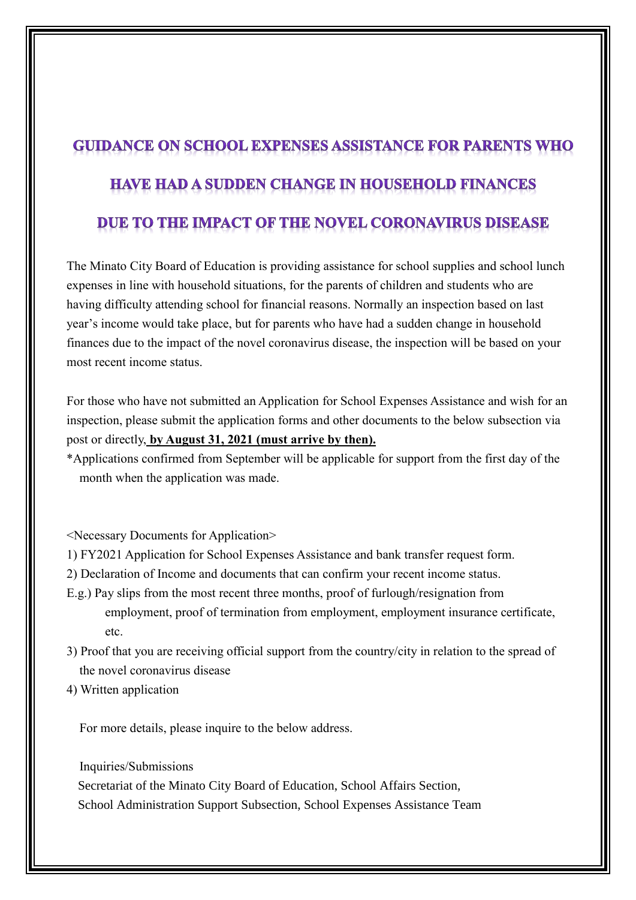# GUIDANCE ON SCHOOL EXPENSES ASSISTANCE FOR PARENTS WHO HAVE HAD A SUDDEN CHANGE IN HOUSEHOLD FINANCES DUE TO THE IMPACT OF THE NOVEL CORONAVIRUS DISEASE

The Minato City Board of Education is providing assistance for school supplies and school lunch expenses in line with household situations, for the parents of children and students who are having difficulty attending school for financial reasons. Normally an inspection based on last year's income would take place, but for parents who have had a sudden change in household finances due to the impact of the novel coronavirus disease, the inspection will be based on your most recent income status.

For those who have not submitted an Application for School Expenses Assistance and wish for an inspection, please submit the application forms and other documents to the below subsection via post or directly, **by August 31, 2021 (must arrive by then).**

*Applications confirmed from September will be applicable for support from the first day of the month when the application was made.

<Necessary Documents for Application>

1) FY2021 Application for School Expenses Assistance and bank transfer request form.
2) Declaration of Income and documents that can confirm your recent income status.

E.g.) Pay slips from the most recent three months, proof of furlough/resignation from employment, proof of termination from employment, employment insurance certificate, etc.

3) Proof that you are receiving official support from the country/city in relation to the spread of the novel coronavirus disease
4) Written application

For more details, please inquire to the below address.

Inquiries/Submissions

Secretariat of the Minato City Board of Education, School Affairs Section,
School Administration Support Subsection, School Expenses Assistance Team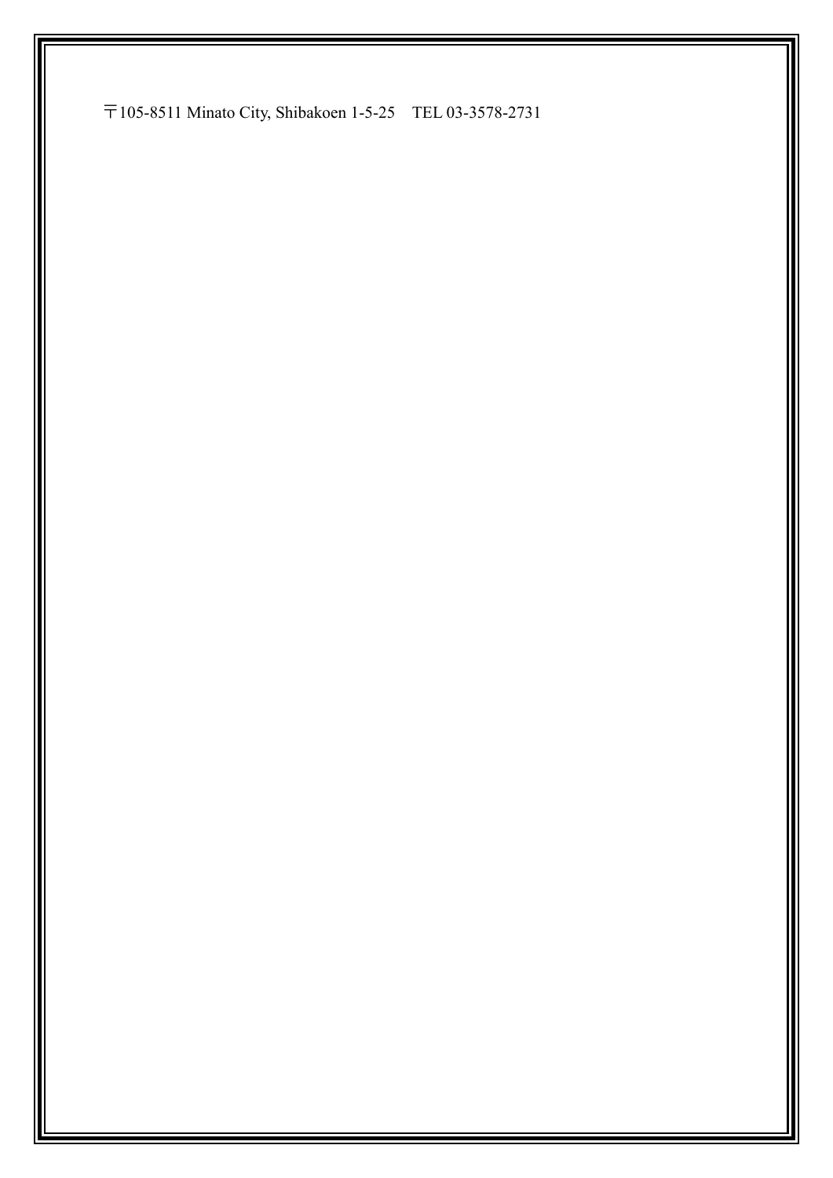〒105-8511 Minato City, Shibakoen 1-5-25　TEL 03-3578-2731